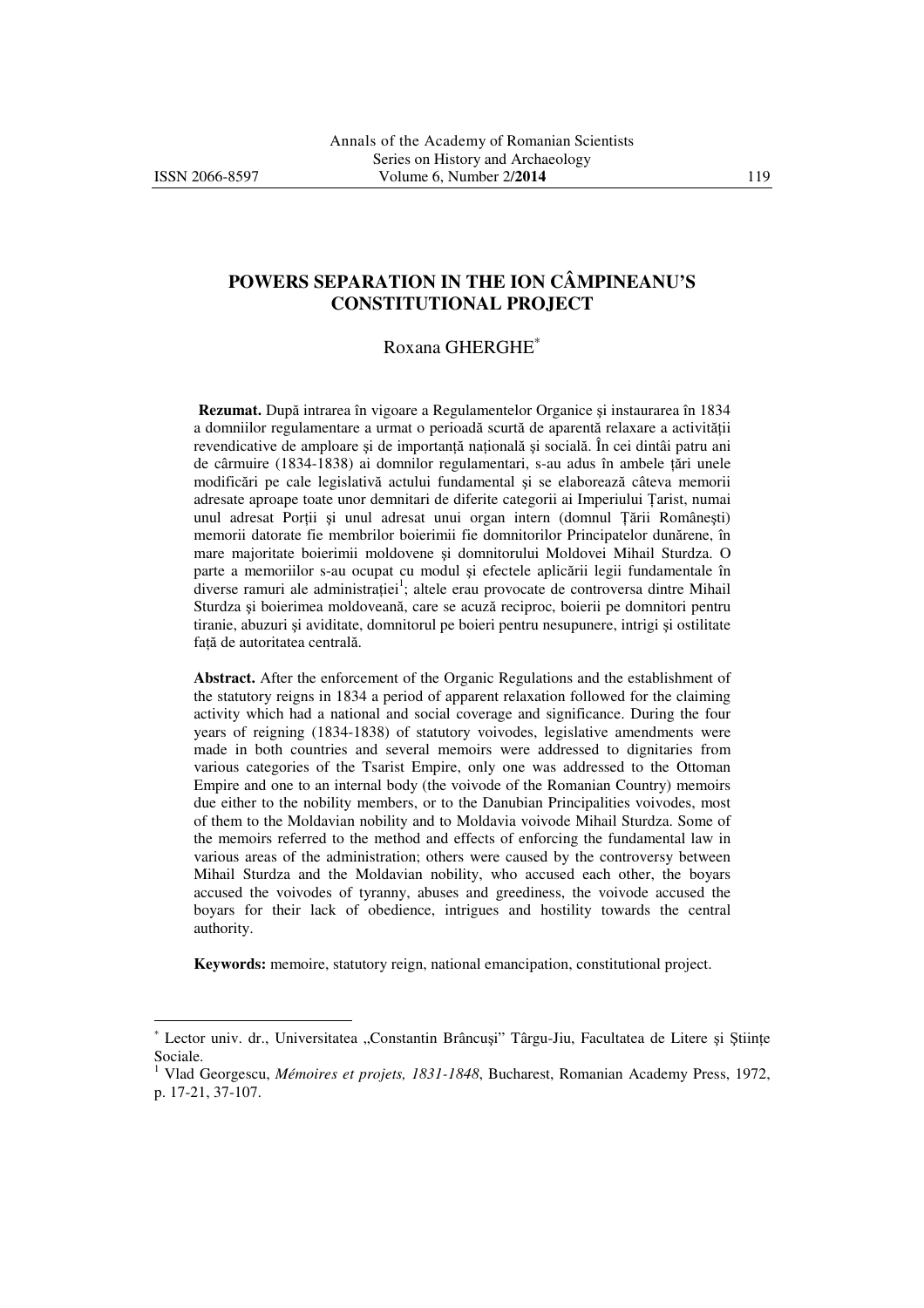# POWERS SEPARATION IN THE ION CÂMPINEANU'S CONSTITUTIONAL PROJECT

Roxana GHERGHE[*]

**Rezumat.** După intrarea în vigoare a Regulamentelor Organice şi instaurarea în 1834 a domniilor regulamentare a urmat o perioadă scurtă de aparentă relaxare a activităţii revendicative de amploare şi de importanţă naţională şi socială. În cei dintâi patru ani de cârmuire (1834-1838) ai domnilor regulamentari, s-au adus în ambele ţări unele modificări pe cale legislativă actului fundamental şi se elaborează câteva memorii adresate aproape toate unor demnitari de diferite categorii ai Imperiului Ţarist, numai unul adresat Porţii şi unul adresat unui organ intern (domnul Ţării Româneşti) memorii datorate fie membrilor boierimii fie domnitorilor Principatelor dunărene, în mare majoritate boierimii moldovene şi domnitorului Moldovei Mihail Sturdza. O parte a memoriilor s-au ocupat cu modul şi efectele aplicării legii fundamentale în diverse ramuri ale administraţiei[1]; altele erau provocate de controversa dintre Mihail Sturdza şi boierimea moldoveană, care se acuză reciproc, boierii pe domnitori pentru tiranie, abuzuri şi aviditate, domnitorul pe boieri pentru nesupunere, intrigi şi ostilitate faţă de autoritatea centrală.

**Abstract.** After the enforcement of the Organic Regulations and the establishment of the statutory reigns in 1834 a period of apparent relaxation followed for the claiming activity which had a national and social coverage and significance. During the four years of reigning (1834-1838) of statutory voivodes, legislative amendments were made in both countries and several memoirs were addressed to dignitaries from various categories of the Tsarist Empire, only one was addressed to the Ottoman Empire and one to an internal body (the voivode of the Romanian Country) memoirs due either to the nobility members, or to the Danubian Principalities voivodes, most of them to the Moldavian nobility and to Moldavia voivode Mihail Sturdza. Some of the memoirs referred to the method and effects of enforcing the fundamental law in various areas of the administration; others were caused by the controversy between Mihail Sturdza and the Moldavian nobility, who accused each other, the boyars accused the voivodes of tyranny, abuses and greediness, the voivode accused the boyars for their lack of obedience, intrigues and hostility towards the central authority.

**Keywords:** memoire, statutory reign, national emancipation, constitutional project.

---

[*] Lector univ. dr., Universitatea „Constantin Brâncuşi" Târgu-Jiu, Facultatea de Litere şi Ştiinţe Sociale.

[1] Vlad Georgescu, *Mémoires et projets, 1831-1848*, Bucharest, Romanian Academy Press, 1972, p. 17-21, 37-107.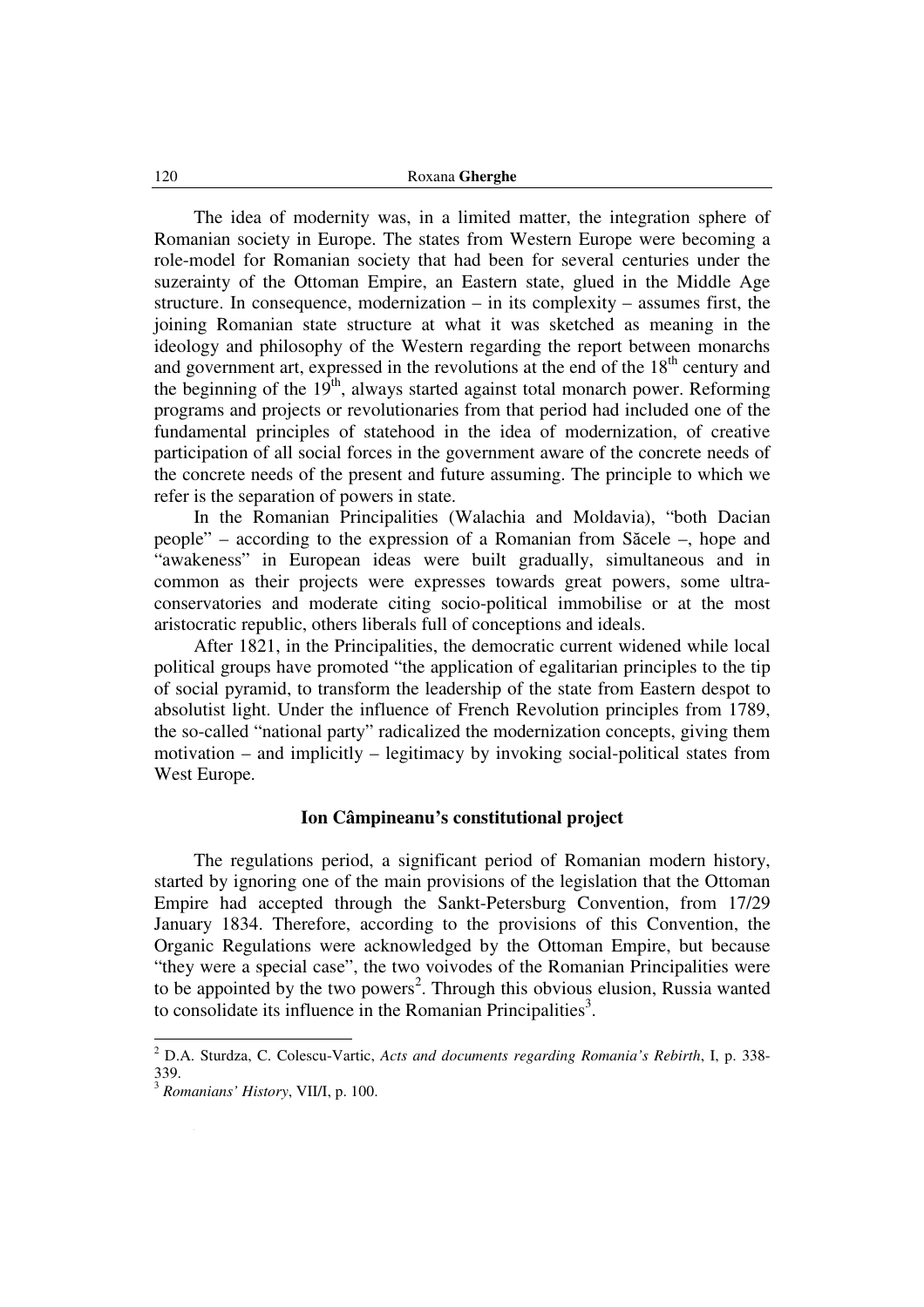The idea of modernity was, in a limited matter, the integration sphere of Romanian society in Europe. The states from Western Europe were becoming a role-model for Romanian society that had been for several centuries under the suzerainty of the Ottoman Empire, an Eastern state, glued in the Middle Age structure. In consequence, modernization – in its complexity – assumes first, the joining Romanian state structure at what it was sketched as meaning in the ideology and philosophy of the Western regarding the report between monarchs and government art, expressed in the revolutions at the end of the 18th century and the beginning of the 19th, always started against total monarch power. Reforming programs and projects or revolutionaries from that period had included one of the fundamental principles of statehood in the idea of modernization, of creative participation of all social forces in the government aware of the concrete needs of the concrete needs of the present and future assuming. The principle to which we refer is the separation of powers in state.

In the Romanian Principalities (Walachia and Moldavia), "both Dacian people" – according to the expression of a Romanian from Săcele –, hope and "awakeness" in European ideas were built gradually, simultaneous and in common as their projects were expresses towards great powers, some ultra-conservatories and moderate citing socio-political immobilise or at the most aristocratic republic, others liberals full of conceptions and ideals.

After 1821, in the Principalities, the democratic current widened while local political groups have promoted "the application of egalitarian principles to the tip of social pyramid, to transform the leadership of the state from Eastern despot to absolutist light. Under the influence of French Revolution principles from 1789, the so-called "national party" radicalized the modernization concepts, giving them motivation – and implicitly – legitimacy by invoking social-political states from West Europe.

## Ion Câmpineanu's constitutional project

The regulations period, a significant period of Romanian modern history, started by ignoring one of the main provisions of the legislation that the Ottoman Empire had accepted through the Sankt-Petersburg Convention, from 17/29 January 1834. Therefore, according to the provisions of this Convention, the Organic Regulations were acknowledged by the Ottoman Empire, but because "they were a special case", the two voivodes of the Romanian Principalities were to be appointed by the two powers[2]. Through this obvious elusion, Russia wanted to consolidate its influence in the Romanian Principalities[3].

---

[2] D.A. Sturdza, C. Colescu-Vartic, *Acts and documents regarding Romania's Rebirth*, I, p. 338-339.

[3] *Romanians' History*, VII/I, p. 100.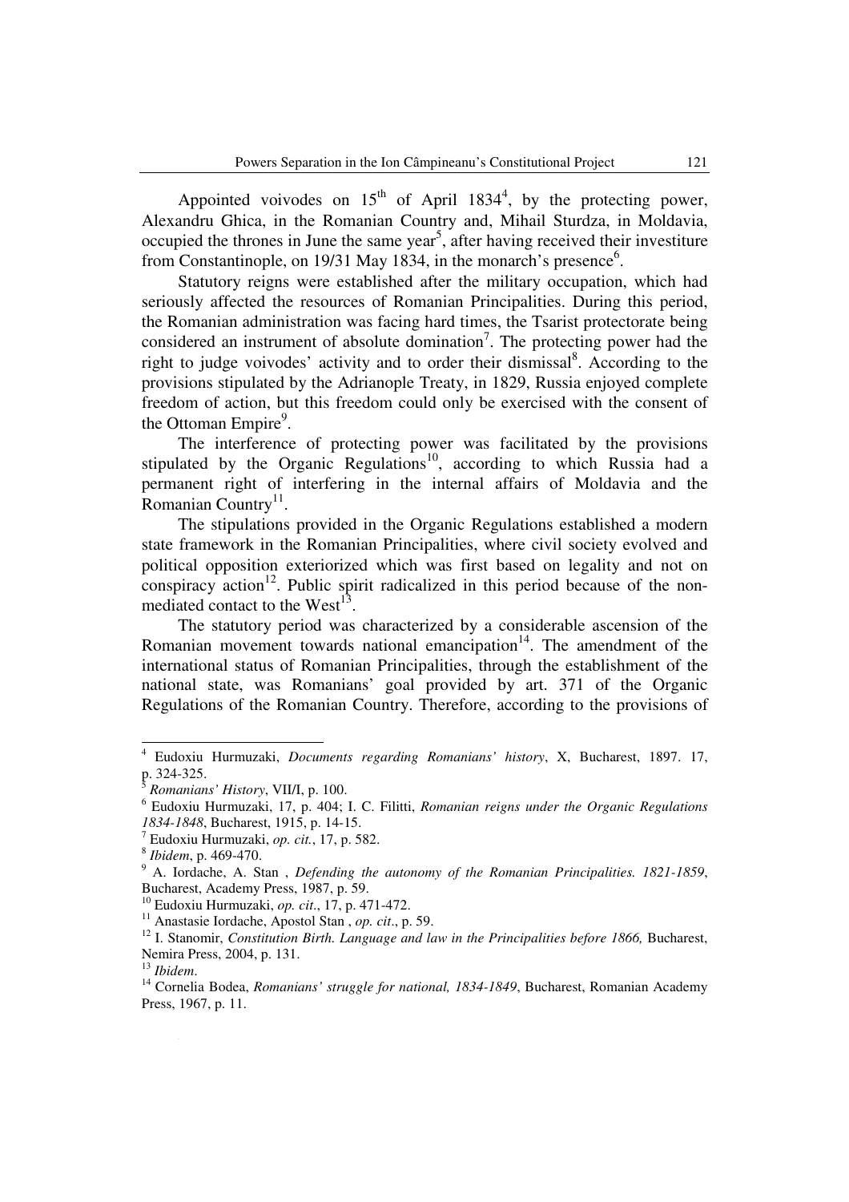Appointed voivodes on 15th of April 1834[4], by the protecting power, Alexandru Ghica, in the Romanian Country and, Mihail Sturdza, in Moldavia, occupied the thrones in June the same year[5], after having received their investiture from Constantinople, on 19/31 May 1834, in the monarch's presence[6].

Statutory reigns were established after the military occupation, which had seriously affected the resources of Romanian Principalities. During this period, the Romanian administration was facing hard times, the Tsarist protectorate being considered an instrument of absolute domination[7]. The protecting power had the right to judge voivodes' activity and to order their dismissal[8]. According to the provisions stipulated by the Adrianople Treaty, in 1829, Russia enjoyed complete freedom of action, but this freedom could only be exercised with the consent of the Ottoman Empire[9].

The interference of protecting power was facilitated by the provisions stipulated by the Organic Regulations[10], according to which Russia had a permanent right of interfering in the internal affairs of Moldavia and the Romanian Country[11].

The stipulations provided in the Organic Regulations established a modern state framework in the Romanian Principalities, where civil society evolved and political opposition exteriorized which was first based on legality and not on conspiracy action[12]. Public spirit radicalized in this period because of the non-mediated contact to the West[13].

The statutory period was characterized by a considerable ascension of the Romanian movement towards national emancipation[14]. The amendment of the international status of Romanian Principalities, through the establishment of the national state, was Romanians' goal provided by art. 371 of the Organic Regulations of the Romanian Country. Therefore, according to the provisions of

---

[4] Eudoxiu Hurmuzaki, *Documents regarding Romanians' history*, X, Bucharest, 1897. 17, p. 324-325.

[5] *Romanians' History*, VII/I, p. 100.

[6] Eudoxiu Hurmuzaki, 17, p. 404; I. C. Filitti, *Romanian reigns under the Organic Regulations 1834-1848*, Bucharest, 1915, p. 14-15.

[7] Eudoxiu Hurmuzaki, *op. cit.*, 17, p. 582.

[8] *Ibidem*, p. 469-470.

[9] A. Iordache, A. Stan , *Defending the autonomy of the Romanian Principalities. 1821-1859*, Bucharest, Academy Press, 1987, p. 59.

[10] Eudoxiu Hurmuzaki, *op. cit*., 17, p. 471-472.

[11] Anastasie Iordache, Apostol Stan , *op. cit*., p. 59.

[12] I. Stanomir, *Constitution Birth. Language and law in the Principalities before 1866,* Bucharest, Nemira Press, 2004, p. 131.

[13] *Ibidem*.

[14] Cornelia Bodea, *Romanians' struggle for national, 1834-1849*, Bucharest, Romanian Academy Press, 1967, p. 11.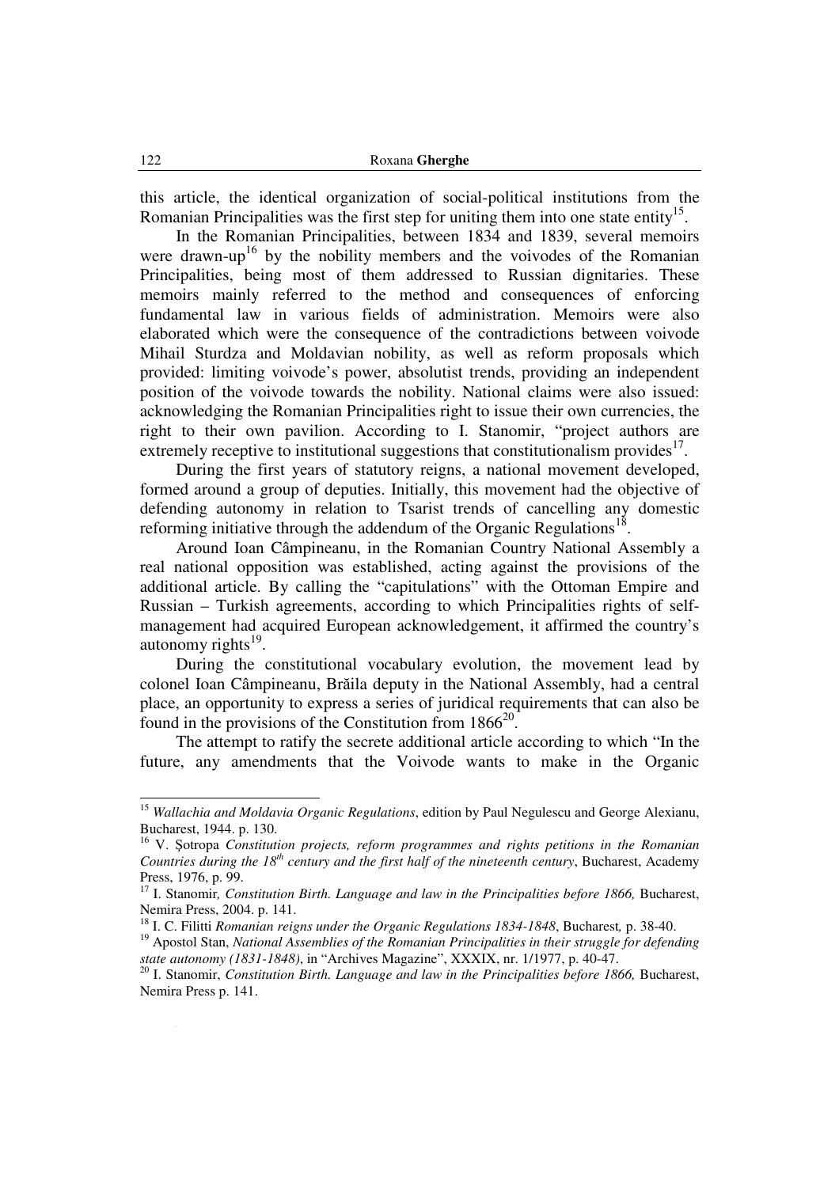this article, the identical organization of social-political institutions from the Romanian Principalities was the first step for uniting them into one state entity[15].

In the Romanian Principalities, between 1834 and 1839, several memoirs were drawn-up[16] by the nobility members and the voivodes of the Romanian Principalities, being most of them addressed to Russian dignitaries. These memoirs mainly referred to the method and consequences of enforcing fundamental law in various fields of administration. Memoirs were also elaborated which were the consequence of the contradictions between voivode Mihail Sturdza and Moldavian nobility, as well as reform proposals which provided: limiting voivode's power, absolutist trends, providing an independent position of the voivode towards the nobility. National claims were also issued: acknowledging the Romanian Principalities right to issue their own currencies, the right to their own pavilion. According to I. Stanomir, "project authors are extremely receptive to institutional suggestions that constitutionalism provides[17].

During the first years of statutory reigns, a national movement developed, formed around a group of deputies. Initially, this movement had the objective of defending autonomy in relation to Tsarist trends of cancelling any domestic reforming initiative through the addendum of the Organic Regulations[18].

Around Ioan Câmpineanu, in the Romanian Country National Assembly a real national opposition was established, acting against the provisions of the additional article. By calling the "capitulations" with the Ottoman Empire and Russian – Turkish agreements, according to which Principalities rights of self-management had acquired European acknowledgement, it affirmed the country's autonomy rights[19].

During the constitutional vocabulary evolution, the movement lead by colonel Ioan Câmpineanu, Brăila deputy in the National Assembly, had a central place, an opportunity to express a series of juridical requirements that can also be found in the provisions of the Constitution from 1866[20].

The attempt to ratify the secrete additional article according to which "In the future, any amendments that the Voivode wants to make in the Organic

---

[15] *Wallachia and Moldavia Organic Regulations*, edition by Paul Negulescu and George Alexianu, Bucharest, 1944. p. 130.

[16] V. Şotropa *Constitution projects, reform programmes and rights petitions in the Romanian Countries during the 18th century and the first half of the nineteenth century*, Bucharest, Academy Press, 1976, p. 99.

[17] I. Stanomir*, Constitution Birth. Language and law in the Principalities before 1866,* Bucharest, Nemira Press, 2004. p. 141.

[18] I. C. Filitti *Romanian reigns under the Organic Regulations 1834-1848*, Bucharest*,* p. 38-40.

[19] Apostol Stan, *National Assemblies of the Romanian Principalities in their struggle for defending state autonomy (1831-1848)*, in "Archives Magazine", XXXIX, nr. 1/1977, p. 40-47.

[20] I. Stanomir, *Constitution Birth. Language and law in the Principalities before 1866,* Bucharest, Nemira Press p. 141.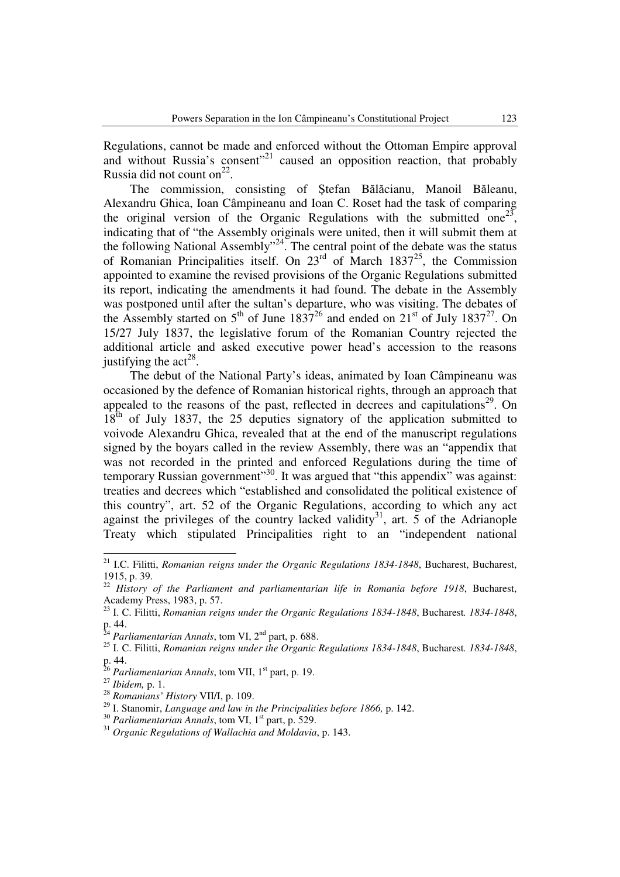Regulations, cannot be made and enforced without the Ottoman Empire approval and without Russia's consent"[21] caused an opposition reaction, that probably Russia did not count on[22].

The commission, consisting of Ştefan Bălăcianu, Manoil Băleanu, Alexandru Ghica, Ioan Câmpineanu and Ioan C. Roset had the task of comparing the original version of the Organic Regulations with the submitted one[23], indicating that of "the Assembly originals were united, then it will submit them at the following National Assembly"[24]. The central point of the debate was the status of Romanian Principalities itself. On 23rd of March 1837[25], the Commission appointed to examine the revised provisions of the Organic Regulations submitted its report, indicating the amendments it had found. The debate in the Assembly was postponed until after the sultan's departure, who was visiting. The debates of the Assembly started on 5th of June 1837[26] and ended on 21st of July 1837[27]. On 15/27 July 1837, the legislative forum of the Romanian Country rejected the additional article and asked executive power head's accession to the reasons justifying the act[28].

The debut of the National Party's ideas, animated by Ioan Câmpineanu was occasioned by the defence of Romanian historical rights, through an approach that appealed to the reasons of the past, reflected in decrees and capitulations[29]. On 18th of July 1837, the 25 deputies signatory of the application submitted to voivode Alexandru Ghica, revealed that at the end of the manuscript regulations signed by the boyars called in the review Assembly, there was an "appendix that was not recorded in the printed and enforced Regulations during the time of temporary Russian government"[30]. It was argued that "this appendix" was against: treaties and decrees which "established and consolidated the political existence of this country", art. 52 of the Organic Regulations, according to which any act against the privileges of the country lacked validity[31], art. 5 of the Adrianople Treaty which stipulated Principalities right to an "independent national

---

[21] I.C. Filitti, *Romanian reigns under the Organic Regulations 1834-1848*, Bucharest, Bucharest, 1915, p. 39.

[22] *History of the Parliament and parliamentarian life in Romania before 1918*, Bucharest, Academy Press, 1983, p. 57.

[23] I. C. Filitti, *Romanian reigns under the Organic Regulations 1834-1848*, Bucharest*. 1834-1848*, p. 44.

[24] *Parliamentarian Annals*, tom VI, 2nd part, p. 688.

[25] I. C. Filitti, *Romanian reigns under the Organic Regulations 1834-1848*, Bucharest*. 1834-1848*, p. 44.

[26] *Parliamentarian Annals*, tom VII, 1st part, p. 19.

[27] *Ibidem,* p. 1.

[28] *Romanians' History* VII/I, p. 109.

[29] I. Stanomir, *Language and law in the Principalities before 1866,* p. 142.

[30] *Parliamentarian Annals*, tom VI, 1st part, p. 529.

[31] *Organic Regulations of Wallachia and Moldavia*, p. 143.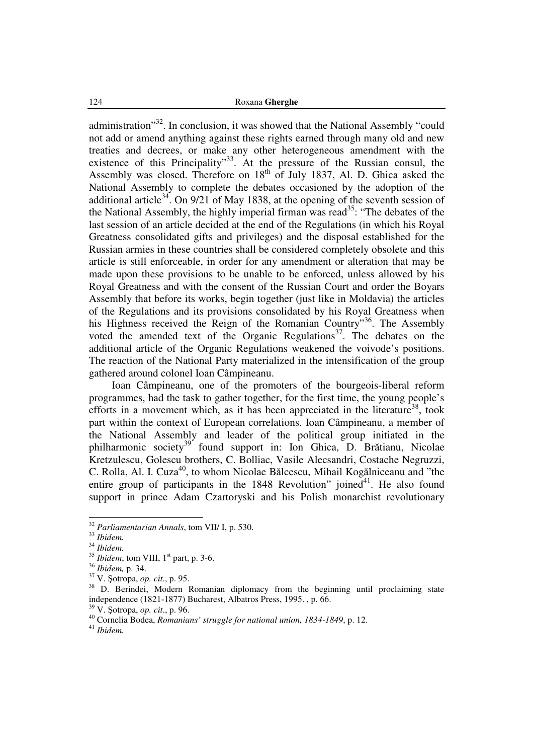administration"[32]. In conclusion, it was showed that the National Assembly "could not add or amend anything against these rights earned through many old and new treaties and decrees, or make any other heterogeneous amendment with the existence of this Principality"[33]. At the pressure of the Russian consul, the Assembly was closed. Therefore on 18th of July 1837, Al. D. Ghica asked the National Assembly to complete the debates occasioned by the adoption of the additional article[34]. On 9/21 of May 1838, at the opening of the seventh session of the National Assembly, the highly imperial firman was read[35]: "The debates of the last session of an article decided at the end of the Regulations (in which his Royal Greatness consolidated gifts and privileges) and the disposal established for the Russian armies in these countries shall be considered completely obsolete and this article is still enforceable, in order for any amendment or alteration that may be made upon these provisions to be unable to be enforced, unless allowed by his Royal Greatness and with the consent of the Russian Court and order the Boyars Assembly that before its works, begin together (just like in Moldavia) the articles of the Regulations and its provisions consolidated by his Royal Greatness when his Highness received the Reign of the Romanian Country"[36]. The Assembly voted the amended text of the Organic Regulations[37]. The debates on the additional article of the Organic Regulations weakened the voivode's positions. The reaction of the National Party materialized in the intensification of the group gathered around colonel Ioan Câmpineanu.

Ioan Câmpineanu, one of the promoters of the bourgeois-liberal reform programmes, had the task to gather together, for the first time, the young people's efforts in a movement which, as it has been appreciated in the literature[38], took part within the context of European correlations. Ioan Câmpineanu, a member of the National Assembly and leader of the political group initiated in the philharmonic society[39] found support in: Ion Ghica, D. Brătianu, Nicolae Kretzulescu, Golescu brothers, C. Bolliac, Vasile Alecsandri, Costache Negruzzi, C. Rolla, Al. I. Cuza[40], to whom Nicolae Bălcescu, Mihail Kogălniceanu and "the entire group of participants in the 1848 Revolution" joined[41]. He also found support in prince Adam Czartoryski and his Polish monarchist revolutionary

---

[32] *Parliamentarian Annals*, tom VII/ I, p. 530.

[33] *Ibidem.*

[34] *Ibidem.*

[35] *Ibidem*, tom VIII, 1st part, p. 3-6.

[36] *Ibidem,* p. 34.

[37] V. Șotropa, *op. cit*., p. 95.

[38] D. Berindei, Modern Romanian diplomacy from the beginning until proclaiming state independence (1821-1877) Bucharest, Albatros Press, 1995. , p. 66.

[39] V. Șotropa, *op. cit*., p. 96.

[40] Cornelia Bodea, *Romanians' struggle for national union, 1834-1849*, p. 12.

[41] *Ibidem.*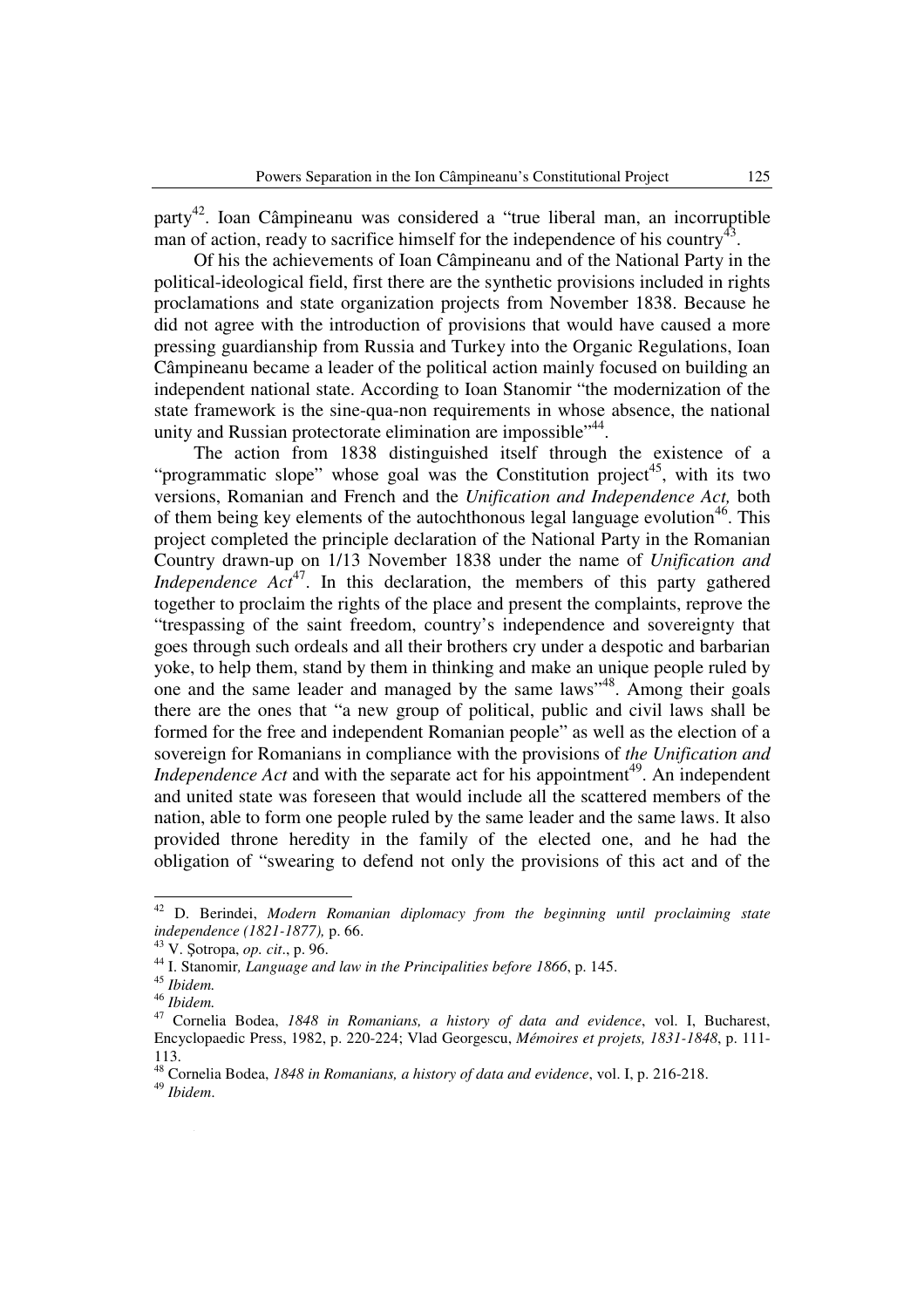party[42]. Ioan Câmpineanu was considered a "true liberal man, an incorruptible man of action, ready to sacrifice himself for the independence of his country[43].

Of his the achievements of Ioan Câmpineanu and of the National Party in the political-ideological field, first there are the synthetic provisions included in rights proclamations and state organization projects from November 1838. Because he did not agree with the introduction of provisions that would have caused a more pressing guardianship from Russia and Turkey into the Organic Regulations, Ioan Câmpineanu became a leader of the political action mainly focused on building an independent national state. According to Ioan Stanomir "the modernization of the state framework is the sine-qua-non requirements in whose absence, the national unity and Russian protectorate elimination are impossible"[44].

The action from 1838 distinguished itself through the existence of a "programmatic slope" whose goal was the Constitution project[45], with its two versions, Romanian and French and the *Unification and Independence Act,* both of them being key elements of the autochthonous legal language evolution[46]. This project completed the principle declaration of the National Party in the Romanian Country drawn-up on 1/13 November 1838 under the name of *Unification and Independence Act*[47]. In this declaration, the members of this party gathered together to proclaim the rights of the place and present the complaints, reprove the "trespassing of the saint freedom, country's independence and sovereignty that goes through such ordeals and all their brothers cry under a despotic and barbarian yoke, to help them, stand by them in thinking and make an unique people ruled by one and the same leader and managed by the same laws"[48]. Among their goals there are the ones that "a new group of political, public and civil laws shall be formed for the free and independent Romanian people" as well as the election of a sovereign for Romanians in compliance with the provisions of *the Unification and Independence Act* and with the separate act for his appointment[49]. An independent and united state was foreseen that would include all the scattered members of the nation, able to form one people ruled by the same leader and the same laws. It also provided throne heredity in the family of the elected one, and he had the obligation of "swearing to defend not only the provisions of this act and of the

---

[42] D. Berindei, *Modern Romanian diplomacy from the beginning until proclaiming state independence (1821-1877),* p. 66.

[43] V. Şotropa, *op. cit*., p. 96.

[44] I. Stanomir*, Language and law in the Principalities before 1866*, p. 145.

[45] *Ibidem.*

[46] *Ibidem.*

[47] Cornelia Bodea, *1848 in Romanians, a history of data and evidence*, vol. I, Bucharest, Encyclopaedic Press, 1982, p. 220-224; Vlad Georgescu, *Mémoires et projets, 1831-1848*, p. 111-113.

[48] Cornelia Bodea, *1848 in Romanians, a history of data and evidence*, vol. I, p. 216-218.

[49] *Ibidem*.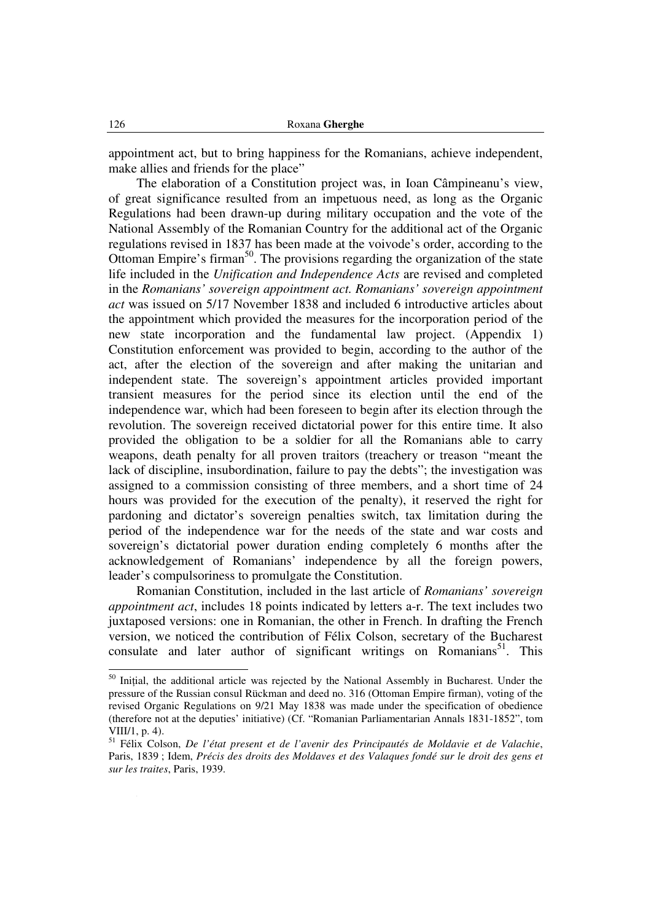appointment act, but to bring happiness for the Romanians, achieve independent, make allies and friends for the place"

The elaboration of a Constitution project was, in Ioan Câmpineanu's view, of great significance resulted from an impetuous need, as long as the Organic Regulations had been drawn-up during military occupation and the vote of the National Assembly of the Romanian Country for the additional act of the Organic regulations revised in 1837 has been made at the voivode's order, according to the Ottoman Empire's firman[50]. The provisions regarding the organization of the state life included in the *Unification and Independence Acts* are revised and completed in the *Romanians' sovereign appointment act*. *Romanians' sovereign appointment act* was issued on 5/17 November 1838 and included 6 introductive articles about the appointment which provided the measures for the incorporation period of the new state incorporation and the fundamental law project. (Appendix 1) Constitution enforcement was provided to begin, according to the author of the act, after the election of the sovereign and after making the unitarian and independent state. The sovereign's appointment articles provided important transient measures for the period since its election until the end of the independence war, which had been foreseen to begin after its election through the revolution. The sovereign received dictatorial power for this entire time. It also provided the obligation to be a soldier for all the Romanians able to carry weapons, death penalty for all proven traitors (treachery or treason "meant the lack of discipline, insubordination, failure to pay the debts"; the investigation was assigned to a commission consisting of three members, and a short time of 24 hours was provided for the execution of the penalty), it reserved the right for pardoning and dictator's sovereign penalties switch, tax limitation during the period of the independence war for the needs of the state and war costs and sovereign's dictatorial power duration ending completely 6 months after the acknowledgement of Romanians' independence by all the foreign powers, leader's compulsoriness to promulgate the Constitution.

Romanian Constitution, included in the last article of *Romanians' sovereign appointment act*, includes 18 points indicated by letters a-r. The text includes two juxtaposed versions: one in Romanian, the other in French. In drafting the French version, we noticed the contribution of Félix Colson, secretary of the Bucharest consulate and later author of significant writings on Romanians[51]. This

---

[50] Inițial, the additional article was rejected by the National Assembly in Bucharest. Under the pressure of the Russian consul Rückman and deed no. 316 (Ottoman Empire firman), voting of the revised Organic Regulations on 9/21 May 1838 was made under the specification of obedience (therefore not at the deputies' initiative) (Cf. "Romanian Parliamentarian Annals 1831-1852", tom VIII/1, p. 4).

[51] Félix Colson, *De l'état present et de l'avenir des Principautés de Moldavie et de Valachie*, Paris, 1839 ; Idem, *Précis des droits des Moldaves et des Valaques fondé sur le droit des gens et sur les traites*, Paris, 1939.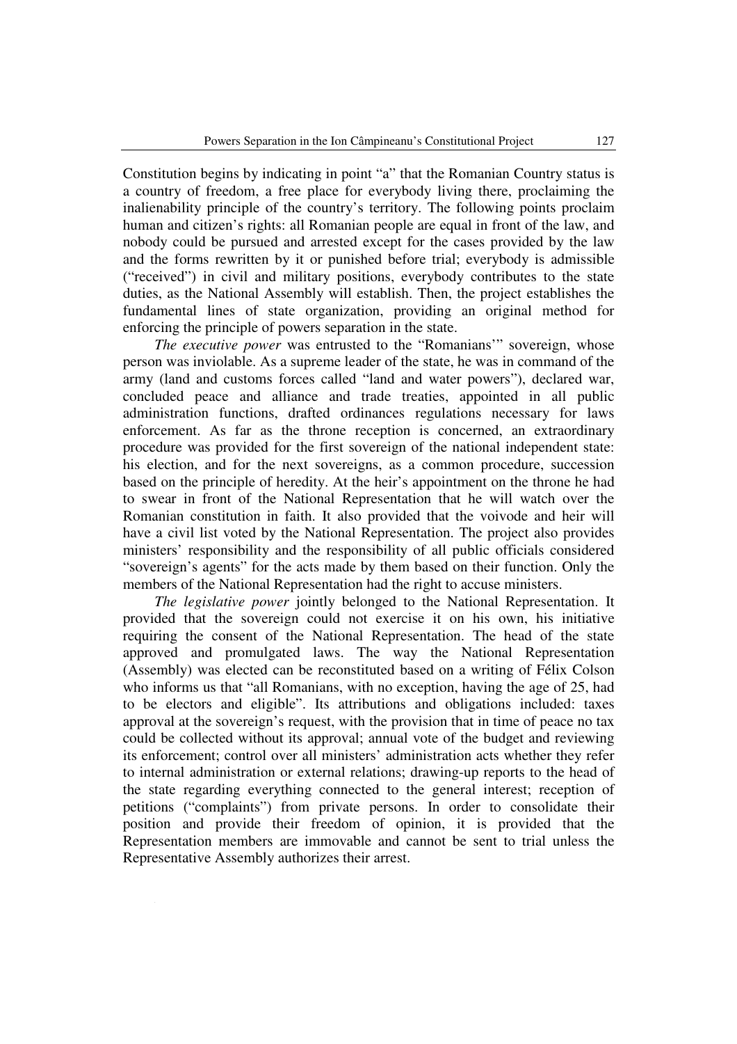Constitution begins by indicating in point "a" that the Romanian Country status is a country of freedom, a free place for everybody living there, proclaiming the inalienability principle of the country's territory. The following points proclaim human and citizen's rights: all Romanian people are equal in front of the law, and nobody could be pursued and arrested except for the cases provided by the law and the forms rewritten by it or punished before trial; everybody is admissible ("received") in civil and military positions, everybody contributes to the state duties, as the National Assembly will establish. Then, the project establishes the fundamental lines of state organization, providing an original method for enforcing the principle of powers separation in the state.

*The executive power* was entrusted to the "Romanians'" sovereign, whose person was inviolable. As a supreme leader of the state, he was in command of the army (land and customs forces called "land and water powers"), declared war, concluded peace and alliance and trade treaties, appointed in all public administration functions, drafted ordinances regulations necessary for laws enforcement. As far as the throne reception is concerned, an extraordinary procedure was provided for the first sovereign of the national independent state: his election, and for the next sovereigns, as a common procedure, succession based on the principle of heredity. At the heir's appointment on the throne he had to swear in front of the National Representation that he will watch over the Romanian constitution in faith. It also provided that the voivode and heir will have a civil list voted by the National Representation. The project also provides ministers' responsibility and the responsibility of all public officials considered "sovereign's agents" for the acts made by them based on their function. Only the members of the National Representation had the right to accuse ministers.

*The legislative power* jointly belonged to the National Representation. It provided that the sovereign could not exercise it on his own, his initiative requiring the consent of the National Representation. The head of the state approved and promulgated laws. The way the National Representation (Assembly) was elected can be reconstituted based on a writing of Félix Colson who informs us that "all Romanians, with no exception, having the age of 25, had to be electors and eligible". Its attributions and obligations included: taxes approval at the sovereign's request, with the provision that in time of peace no tax could be collected without its approval; annual vote of the budget and reviewing its enforcement; control over all ministers' administration acts whether they refer to internal administration or external relations; drawing-up reports to the head of the state regarding everything connected to the general interest; reception of petitions ("complaints") from private persons. In order to consolidate their position and provide their freedom of opinion, it is provided that the Representation members are immovable and cannot be sent to trial unless the Representative Assembly authorizes their arrest.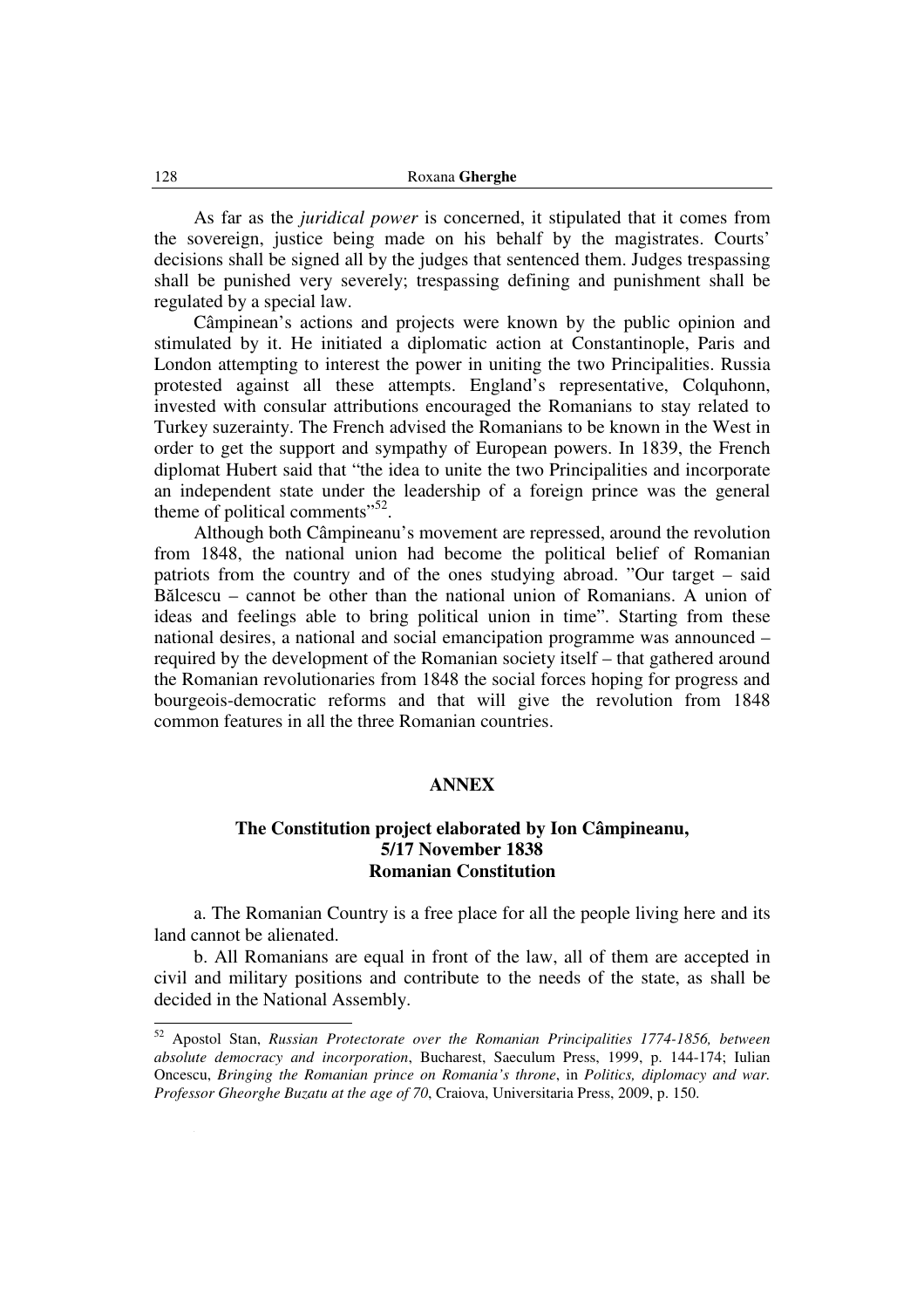As far as the *juridical power* is concerned, it stipulated that it comes from the sovereign, justice being made on his behalf by the magistrates. Courts' decisions shall be signed all by the judges that sentenced them. Judges trespassing shall be punished very severely; trespassing defining and punishment shall be regulated by a special law.

Câmpinean's actions and projects were known by the public opinion and stimulated by it. He initiated a diplomatic action at Constantinople, Paris and London attempting to interest the power in uniting the two Principalities. Russia protested against all these attempts. England's representative, Colquhonn, invested with consular attributions encouraged the Romanians to stay related to Turkey suzerainty. The French advised the Romanians to be known in the West in order to get the support and sympathy of European powers. In 1839, the French diplomat Hubert said that "the idea to unite the two Principalities and incorporate an independent state under the leadership of a foreign prince was the general theme of political comments"[52].

Although both Câmpineanu's movement are repressed, around the revolution from 1848, the national union had become the political belief of Romanian patriots from the country and of the ones studying abroad. "Our target – said Bălcescu – cannot be other than the national union of Romanians. A union of ideas and feelings able to bring political union in time". Starting from these national desires, a national and social emancipation programme was announced – required by the development of the Romanian society itself – that gathered around the Romanian revolutionaries from 1848 the social forces hoping for progress and bourgeois-democratic reforms and that will give the revolution from 1848 common features in all the three Romanian countries.

## ANNEX

### The Constitution project elaborated by Ion Câmpineanu, 5/17 November 1838 Romanian Constitution

a. The Romanian Country is a free place for all the people living here and its land cannot be alienated.

b. All Romanians are equal in front of the law, all of them are accepted in civil and military positions and contribute to the needs of the state, as shall be decided in the National Assembly.

---

[52] Apostol Stan, *Russian Protectorate over the Romanian Principalities 1774-1856, between absolute democracy and incorporation*, Bucharest, Saeculum Press, 1999, p. 144-174; Iulian Oncescu, *Bringing the Romanian prince on Romania's throne*, in *Politics, diplomacy and war. Professor Gheorghe Buzatu at the age of 70*, Craiova, Universitaria Press, 2009, p. 150.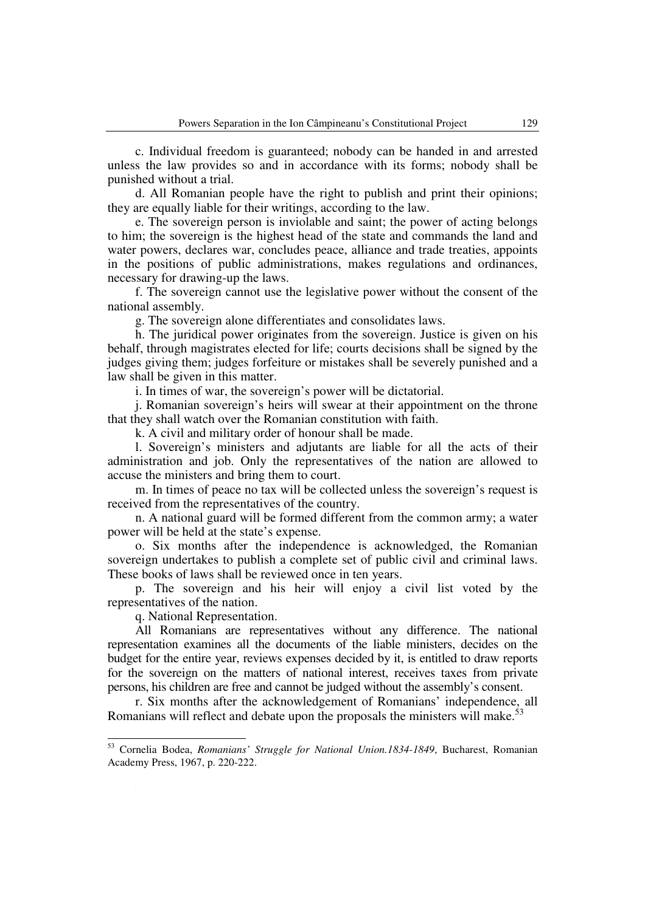c. Individual freedom is guaranteed; nobody can be handed in and arrested unless the law provides so and in accordance with its forms; nobody shall be punished without a trial.

d. All Romanian people have the right to publish and print their opinions; they are equally liable for their writings, according to the law.

e. The sovereign person is inviolable and saint; the power of acting belongs to him; the sovereign is the highest head of the state and commands the land and water powers, declares war, concludes peace, alliance and trade treaties, appoints in the positions of public administrations, makes regulations and ordinances, necessary for drawing-up the laws.

f. The sovereign cannot use the legislative power without the consent of the national assembly.

g. The sovereign alone differentiates and consolidates laws.

h. The juridical power originates from the sovereign. Justice is given on his behalf, through magistrates elected for life; courts decisions shall be signed by the judges giving them; judges forfeiture or mistakes shall be severely punished and a law shall be given in this matter.

i. In times of war, the sovereign's power will be dictatorial.

j. Romanian sovereign's heirs will swear at their appointment on the throne that they shall watch over the Romanian constitution with faith.

k. A civil and military order of honour shall be made.

l. Sovereign's ministers and adjutants are liable for all the acts of their administration and job. Only the representatives of the nation are allowed to accuse the ministers and bring them to court.

m. In times of peace no tax will be collected unless the sovereign's request is received from the representatives of the country.

n. A national guard will be formed different from the common army; a water power will be held at the state's expense.

o. Six months after the independence is acknowledged, the Romanian sovereign undertakes to publish a complete set of public civil and criminal laws. These books of laws shall be reviewed once in ten years.

p. The sovereign and his heir will enjoy a civil list voted by the representatives of the nation.

q. National Representation.

All Romanians are representatives without any difference. The national representation examines all the documents of the liable ministers, decides on the budget for the entire year, reviews expenses decided by it, is entitled to draw reports for the sovereign on the matters of national interest, receives taxes from private persons, his children are free and cannot be judged without the assembly's consent.

r. Six months after the acknowledgement of Romanians' independence, all Romanians will reflect and debate upon the proposals the ministers will make.[53]

---

[53] Cornelia Bodea, *Romanians' Struggle for National Union.1834-1849*, Bucharest, Romanian Academy Press, 1967, p. 220-222.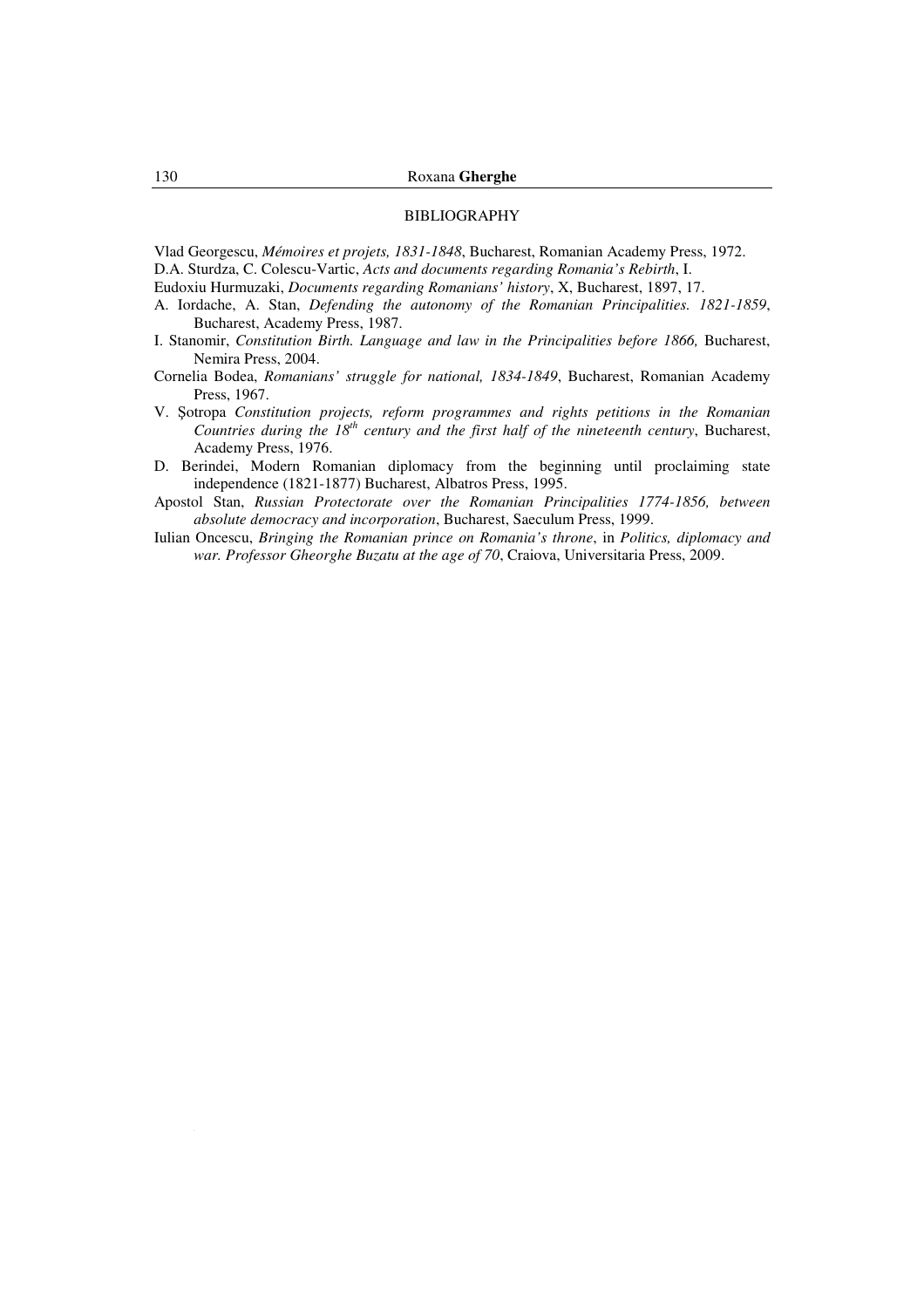# BIBLIOGRAPHY

Vlad Georgescu, *Mémoires et projets, 1831-1848*, Bucharest, Romanian Academy Press, 1972.

D.A. Sturdza, C. Colescu-Vartic, *Acts and documents regarding Romania's Rebirth*, I.

Eudoxiu Hurmuzaki, *Documents regarding Romanians' history*, X, Bucharest, 1897, 17.

A. Iordache, A. Stan, *Defending the autonomy of the Romanian Principalities. 1821-1859*, Bucharest, Academy Press, 1987.

I. Stanomir, *Constitution Birth. Language and law in the Principalities before 1866,* Bucharest, Nemira Press, 2004.

Cornelia Bodea, *Romanians' struggle for national, 1834-1849*, Bucharest, Romanian Academy Press, 1967.

V. Şotropa *Constitution projects, reform programmes and rights petitions in the Romanian Countries during the 18th century and the first half of the nineteenth century*, Bucharest, Academy Press, 1976.

D. Berindei, Modern Romanian diplomacy from the beginning until proclaiming state independence (1821-1877) Bucharest, Albatros Press, 1995.

Apostol Stan, *Russian Protectorate over the Romanian Principalities 1774-1856, between absolute democracy and incorporation*, Bucharest, Saeculum Press, 1999.

Iulian Oncescu, *Bringing the Romanian prince on Romania's throne*, in *Politics, diplomacy and war. Professor Gheorghe Buzatu at the age of 70*, Craiova, Universitaria Press, 2009.